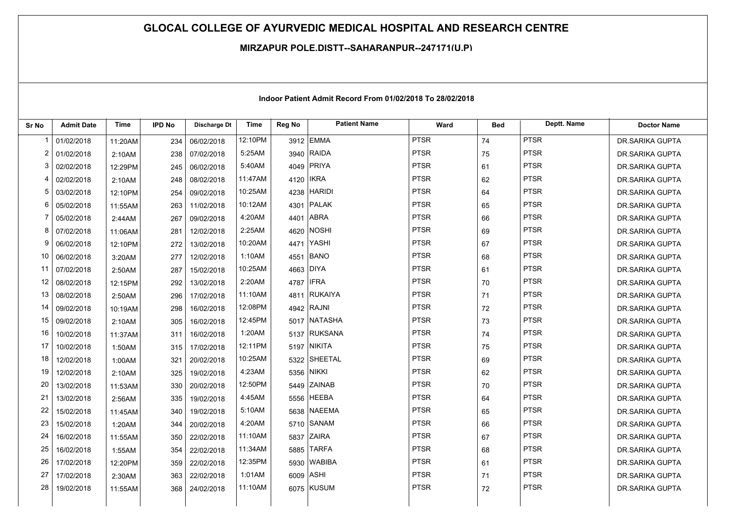# GLOCAL COLLEGE OF AYURVEDIC MEDICAL HOSPITAL AND RESEARCH CENTRE

**MIRZAPUR POLE.DISTT--SAHARANPUR--247171(U.P)**

**Indoor Patient Admit Record From 01/02/2018 To 28/02/2018**

| Sr No | Admit Date | Time | IPD No | Discharge Dt | Time | Reg No | Patient Name | Ward | Bed | Deptt. Name | Doctor Name |
|---|---|---|---|---|---|---|---|---|---|---|---|
| 1 | 01/02/2018 | 11:20AM | 234 | 06/02/2018 | 12:10PM | 3912 | EMMA | PTSR | 74 | PTSR | DR.SARIKA GUPTA |
| 2 | 01/02/2018 | 2:10AM | 238 | 07/02/2018 | 5:25AM | 3940 | RAIDA | PTSR | 75 | PTSR | DR.SARIKA GUPTA |
| 3 | 02/02/2018 | 12:29PM | 245 | 06/02/2018 | 5:40AM | 4049 | PRIYA | PTSR | 61 | PTSR | DR.SARIKA GUPTA |
| 4 | 02/02/2018 | 2:10AM | 248 | 08/02/2018 | 11:47AM | 4120 | IKRA | PTSR | 62 | PTSR | DR.SARIKA GUPTA |
| 5 | 03/02/2018 | 12:10PM | 254 | 09/02/2018 | 10:25AM | 4238 | HARIDI | PTSR | 64 | PTSR | DR.SARIKA GUPTA |
| 6 | 05/02/2018 | 11:55AM | 263 | 11/02/2018 | 10:12AM | 4301 | PALAK | PTSR | 65 | PTSR | DR.SARIKA GUPTA |
| 7 | 05/02/2018 | 2:44AM | 267 | 09/02/2018 | 4:20AM | 4401 | ABRA | PTSR | 66 | PTSR | DR.SARIKA GUPTA |
| 8 | 07/02/2018 | 11:06AM | 281 | 12/02/2018 | 2:25AM | 4620 | NOSHI | PTSR | 69 | PTSR | DR.SARIKA GUPTA |
| 9 | 06/02/2018 | 12:10PM | 272 | 13/02/2018 | 10:20AM | 4471 | YASHI | PTSR | 67 | PTSR | DR.SARIKA GUPTA |
| 10 | 06/02/2018 | 3:20AM | 277 | 12/02/2018 | 1:10AM | 4551 | BANO | PTSR | 68 | PTSR | DR.SARIKA GUPTA |
| 11 | 07/02/2018 | 2:50AM | 287 | 15/02/2018 | 10:25AM | 4663 | DIYA | PTSR | 61 | PTSR | DR.SARIKA GUPTA |
| 12 | 08/02/2018 | 12:15PM | 292 | 13/02/2018 | 2:20AM | 4787 | IFRA | PTSR | 70 | PTSR | DR.SARIKA GUPTA |
| 13 | 08/02/2018 | 2:50AM | 296 | 17/02/2018 | 11:10AM | 4811 | RUKAIYA | PTSR | 71 | PTSR | DR.SARIKA GUPTA |
| 14 | 09/02/2018 | 10:19AM | 298 | 16/02/2018 | 12:08PM | 4942 | RAJNI | PTSR | 72 | PTSR | DR.SARIKA GUPTA |
| 15 | 09/02/2018 | 2:10AM | 305 | 16/02/2018 | 12:45PM | 5017 | NATASHA | PTSR | 73 | PTSR | DR.SARIKA GUPTA |
| 16 | 10/02/2018 | 11:37AM | 311 | 16/02/2018 | 1:20AM | 5137 | RUKSANA | PTSR | 74 | PTSR | DR.SARIKA GUPTA |
| 17 | 10/02/2018 | 1:50AM | 315 | 17/02/2018 | 12:11PM | 5197 | NIKITA | PTSR | 75 | PTSR | DR.SARIKA GUPTA |
| 18 | 12/02/2018 | 1:00AM | 321 | 20/02/2018 | 10:25AM | 5322 | SHEETAL | PTSR | 69 | PTSR | DR.SARIKA GUPTA |
| 19 | 12/02/2018 | 2:10AM | 325 | 19/02/2018 | 4:23AM | 5356 | NIKKI | PTSR | 62 | PTSR | DR.SARIKA GUPTA |
| 20 | 13/02/2018 | 11:53AM | 330 | 20/02/2018 | 12:50PM | 5449 | ZAINAB | PTSR | 70 | PTSR | DR.SARIKA GUPTA |
| 21 | 13/02/2018 | 2:56AM | 335 | 19/02/2018 | 4:45AM | 5556 | HEEBA | PTSR | 64 | PTSR | DR.SARIKA GUPTA |
| 22 | 15/02/2018 | 11:45AM | 340 | 19/02/2018 | 5:10AM | 5638 | NAEEMA | PTSR | 65 | PTSR | DR.SARIKA GUPTA |
| 23 | 15/02/2018 | 1:20AM | 344 | 20/02/2018 | 4:20AM | 5710 | SANAM | PTSR | 66 | PTSR | DR.SARIKA GUPTA |
| 24 | 16/02/2018 | 11:55AM | 350 | 22/02/2018 | 11:10AM | 5837 | ZAIRA | PTSR | 67 | PTSR | DR.SARIKA GUPTA |
| 25 | 16/02/2018 | 1:55AM | 354 | 22/02/2018 | 11:34AM | 5885 | TARFA | PTSR | 68 | PTSR | DR.SARIKA GUPTA |
| 26 | 17/02/2018 | 12:20PM | 359 | 22/02/2018 | 12:35PM | 5930 | WABIBA | PTSR | 61 | PTSR | DR.SARIKA GUPTA |
| 27 | 17/02/2018 | 2:30AM | 363 | 22/02/2018 | 1:01AM | 6009 | ASHI | PTSR | 71 | PTSR | DR.SARIKA GUPTA |
| 28 | 19/02/2018 | 11:55AM | 368 | 24/02/2018 | 11:10AM | 6075 | KUSUM | PTSR | 72 | PTSR | DR.SARIKA GUPTA |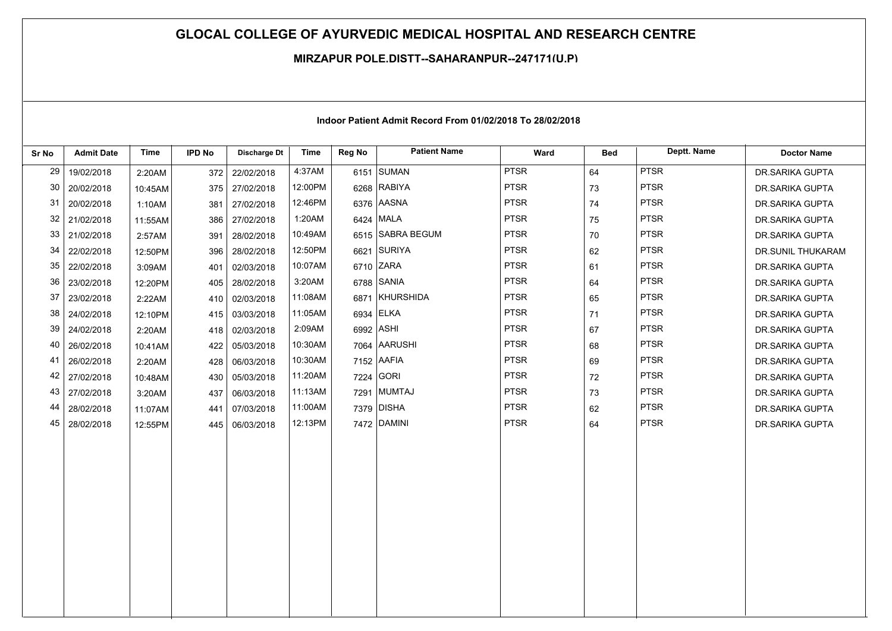# GLOCAL COLLEGE OF AYURVEDIC MEDICAL HOSPITAL AND RESEARCH CENTRE

**MIRZAPUR POLE.DISTT--SAHARANPUR--247171(U.P)**

**Indoor Patient Admit Record From 01/02/2018 To 28/02/2018**

| Sr No | Admit Date | Time | IPD No | Discharge Dt | Time | Reg No | Patient Name | Ward | Bed | Deptt. Name | Doctor Name |
|---|---|---|---|---|---|---|---|---|---|---|---|
| 29 | 19/02/2018 | 2:20AM | 372 | 22/02/2018 | 4:37AM | 6151 | SUMAN | PTSR | 64 | PTSR | DR.SARIKA GUPTA |
| 30 | 20/02/2018 | 10:45AM | 375 | 27/02/2018 | 12:00PM | 6268 | RABIYA | PTSR | 73 | PTSR | DR.SARIKA GUPTA |
| 31 | 20/02/2018 | 1:10AM | 381 | 27/02/2018 | 12:46PM | 6376 | AASNA | PTSR | 74 | PTSR | DR.SARIKA GUPTA |
| 32 | 21/02/2018 | 11:55AM | 386 | 27/02/2018 | 1:20AM | 6424 | MALA | PTSR | 75 | PTSR | DR.SARIKA GUPTA |
| 33 | 21/02/2018 | 2:57AM | 391 | 28/02/2018 | 10:49AM | 6515 | SABRA BEGUM | PTSR | 70 | PTSR | DR.SARIKA GUPTA |
| 34 | 22/02/2018 | 12:50PM | 396 | 28/02/2018 | 12:50PM | 6621 | SURIYA | PTSR | 62 | PTSR | DR.SUNIL THUKARAM |
| 35 | 22/02/2018 | 3:09AM | 401 | 02/03/2018 | 10:07AM | 6710 | ZARA | PTSR | 61 | PTSR | DR.SARIKA GUPTA |
| 36 | 23/02/2018 | 12:20PM | 405 | 28/02/2018 | 3:20AM | 6788 | SANIA | PTSR | 64 | PTSR | DR.SARIKA GUPTA |
| 37 | 23/02/2018 | 2:22AM | 410 | 02/03/2018 | 11:08AM | 6871 | KHURSHIDA | PTSR | 65 | PTSR | DR.SARIKA GUPTA |
| 38 | 24/02/2018 | 12:10PM | 415 | 03/03/2018 | 11:05AM | 6934 | ELKA | PTSR | 71 | PTSR | DR.SARIKA GUPTA |
| 39 | 24/02/2018 | 2:20AM | 418 | 02/03/2018 | 2:09AM | 6992 | ASHI | PTSR | 67 | PTSR | DR.SARIKA GUPTA |
| 40 | 26/02/2018 | 10:41AM | 422 | 05/03/2018 | 10:30AM | 7064 | AARUSHI | PTSR | 68 | PTSR | DR.SARIKA GUPTA |
| 41 | 26/02/2018 | 2:20AM | 428 | 06/03/2018 | 10:30AM | 7152 | AAFIA | PTSR | 69 | PTSR | DR.SARIKA GUPTA |
| 42 | 27/02/2018 | 10:48AM | 430 | 05/03/2018 | 11:20AM | 7224 | GORI | PTSR | 72 | PTSR | DR.SARIKA GUPTA |
| 43 | 27/02/2018 | 3:20AM | 437 | 06/03/2018 | 11:13AM | 7291 | MUMTAJ | PTSR | 73 | PTSR | DR.SARIKA GUPTA |
| 44 | 28/02/2018 | 11:07AM | 441 | 07/03/2018 | 11:00AM | 7379 | DISHA | PTSR | 62 | PTSR | DR.SARIKA GUPTA |
| 45 | 28/02/2018 | 12:55PM | 445 | 06/03/2018 | 12:13PM | 7472 | DAMINI | PTSR | 64 | PTSR | DR.SARIKA GUPTA |